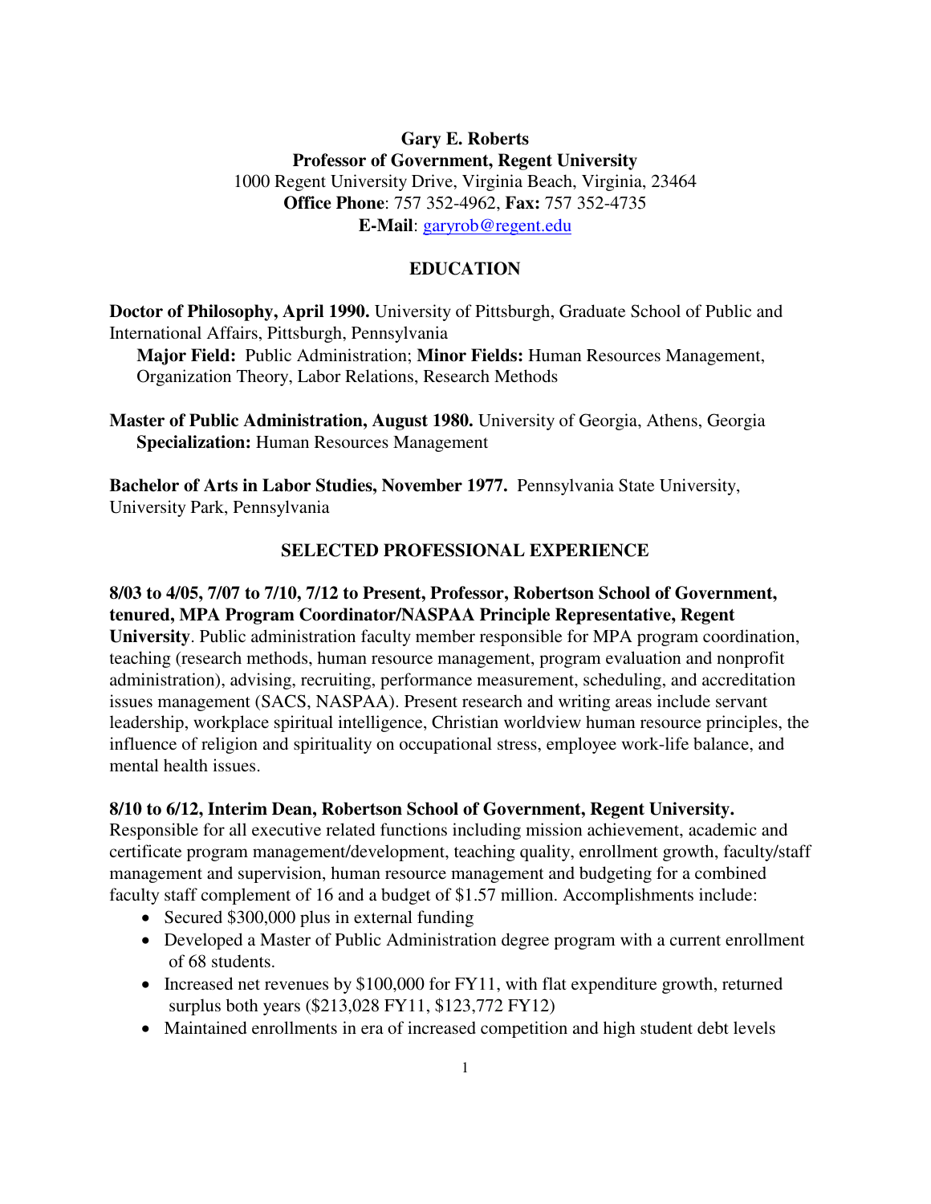**Gary E. Roberts**
**Professor of Government, Regent University**
1000 Regent University Drive, Virginia Beach, Virginia, 23464
**Office Phone**: 757 352-4962, **Fax:** 757 352-4735
**E-Mail**: garyrob@regent.edu

## EDUCATION

**Doctor of Philosophy, April 1990.** University of Pittsburgh, Graduate School of Public and International Affairs, Pittsburgh, Pennsylvania
**Major Field:** Public Administration; **Minor Fields:** Human Resources Management, Organization Theory, Labor Relations, Research Methods

**Master of Public Administration, August 1980.** University of Georgia, Athens, Georgia
**Specialization:** Human Resources Management

**Bachelor of Arts in Labor Studies, November 1977.** Pennsylvania State University, University Park, Pennsylvania

## SELECTED PROFESSIONAL EXPERIENCE

**8/03 to 4/05, 7/07 to 7/10, 7/12 to Present, Professor, Robertson School of Government, tenured, MPA Program Coordinator/NASPAA Principle Representative, Regent University**. Public administration faculty member responsible for MPA program coordination, teaching (research methods, human resource management, program evaluation and nonprofit administration), advising, recruiting, performance measurement, scheduling, and accreditation issues management (SACS, NASPAA). Present research and writing areas include servant leadership, workplace spiritual intelligence, Christian worldview human resource principles, the influence of religion and spirituality on occupational stress, employee work-life balance, and mental health issues.

**8/10 to 6/12, Interim Dean, Robertson School of Government, Regent University.** Responsible for all executive related functions including mission achievement, academic and certificate program management/development, teaching quality, enrollment growth, faculty/staff management and supervision, human resource management and budgeting for a combined faculty staff complement of 16 and a budget of $1.57 million. Accomplishments include:

- Secured $300,000 plus in external funding
- Developed a Master of Public Administration degree program with a current enrollment of 68 students.
- Increased net revenues by $100,000 for FY11, with flat expenditure growth, returned surplus both years ($213,028 FY11, $123,772 FY12)
- Maintained enrollments in era of increased competition and high student debt levels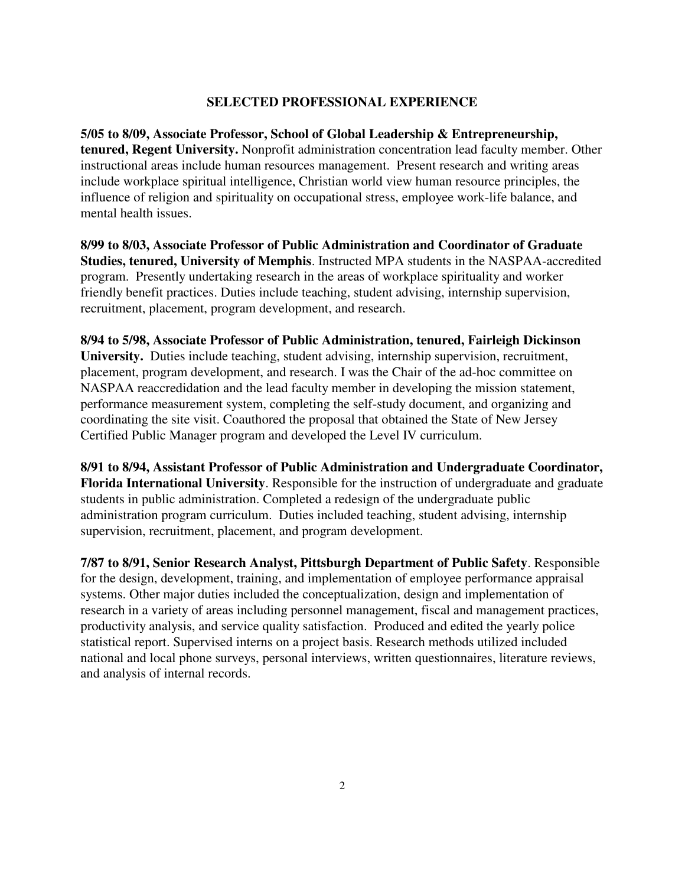## SELECTED PROFESSIONAL EXPERIENCE

**5/05 to 8/09, Associate Professor, School of Global Leadership & Entrepreneurship, tenured, Regent University.** Nonprofit administration concentration lead faculty member. Other instructional areas include human resources management. Present research and writing areas include workplace spiritual intelligence, Christian world view human resource principles, the influence of religion and spirituality on occupational stress, employee work-life balance, and mental health issues.

**8/99 to 8/03, Associate Professor of Public Administration and Coordinator of Graduate Studies, tenured, University of Memphis**. Instructed MPA students in the NASPAA-accredited program. Presently undertaking research in the areas of workplace spirituality and worker friendly benefit practices. Duties include teaching, student advising, internship supervision, recruitment, placement, program development, and research.

**8/94 to 5/98, Associate Professor of Public Administration, tenured, Fairleigh Dickinson University.** Duties include teaching, student advising, internship supervision, recruitment, placement, program development, and research. I was the Chair of the ad-hoc committee on NASPAA reaccredidation and the lead faculty member in developing the mission statement, performance measurement system, completing the self-study document, and organizing and coordinating the site visit. Coauthored the proposal that obtained the State of New Jersey Certified Public Manager program and developed the Level IV curriculum.

**8/91 to 8/94, Assistant Professor of Public Administration and Undergraduate Coordinator, Florida International University**. Responsible for the instruction of undergraduate and graduate students in public administration. Completed a redesign of the undergraduate public administration program curriculum. Duties included teaching, student advising, internship supervision, recruitment, placement, and program development.

**7/87 to 8/91, Senior Research Analyst, Pittsburgh Department of Public Safety**. Responsible for the design, development, training, and implementation of employee performance appraisal systems. Other major duties included the conceptualization, design and implementation of research in a variety of areas including personnel management, fiscal and management practices, productivity analysis, and service quality satisfaction. Produced and edited the yearly police statistical report. Supervised interns on a project basis. Research methods utilized included national and local phone surveys, personal interviews, written questionnaires, literature reviews, and analysis of internal records.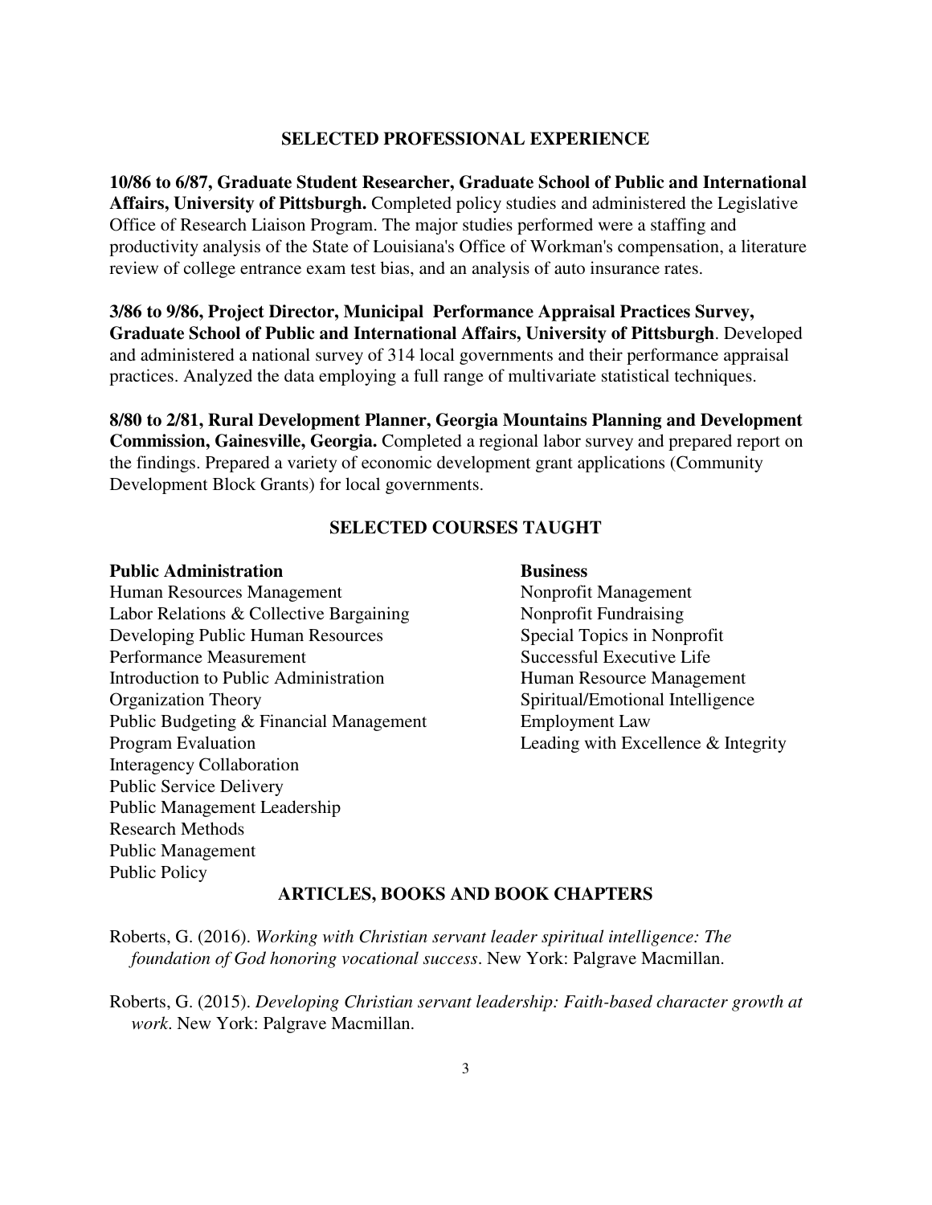## SELECTED PROFESSIONAL EXPERIENCE

**10/86 to 6/87, Graduate Student Researcher, Graduate School of Public and International Affairs, University of Pittsburgh.** Completed policy studies and administered the Legislative Office of Research Liaison Program. The major studies performed were a staffing and productivity analysis of the State of Louisiana's Office of Workman's compensation, a literature review of college entrance exam test bias, and an analysis of auto insurance rates.

**3/86 to 9/86, Project Director, Municipal Performance Appraisal Practices Survey, Graduate School of Public and International Affairs, University of Pittsburgh**. Developed and administered a national survey of 314 local governments and their performance appraisal practices. Analyzed the data employing a full range of multivariate statistical techniques.

**8/80 to 2/81, Rural Development Planner, Georgia Mountains Planning and Development Commission, Gainesville, Georgia.** Completed a regional labor survey and prepared report on the findings. Prepared a variety of economic development grant applications (Community Development Block Grants) for local governments.

## SELECTED COURSES TAUGHT

**Public Administration**

Human Resources Management
Labor Relations & Collective Bargaining
Developing Public Human Resources
Performance Measurement
Introduction to Public Administration
Organization Theory
Public Budgeting & Financial Management
Program Evaluation
Interagency Collaboration
Public Service Delivery
Public Management Leadership
Research Methods
Public Management
Public Policy

**Business**

Nonprofit Management
Nonprofit Fundraising
Special Topics in Nonprofit
Successful Executive Life
Human Resource Management
Spiritual/Emotional Intelligence
Employment Law
Leading with Excellence & Integrity

## ARTICLES, BOOKS AND BOOK CHAPTERS

Roberts, G. (2016). *Working with Christian servant leader spiritual intelligence: The foundation of God honoring vocational success*. New York: Palgrave Macmillan.

Roberts, G. (2015). *Developing Christian servant leadership: Faith-based character growth at work*. New York: Palgrave Macmillan.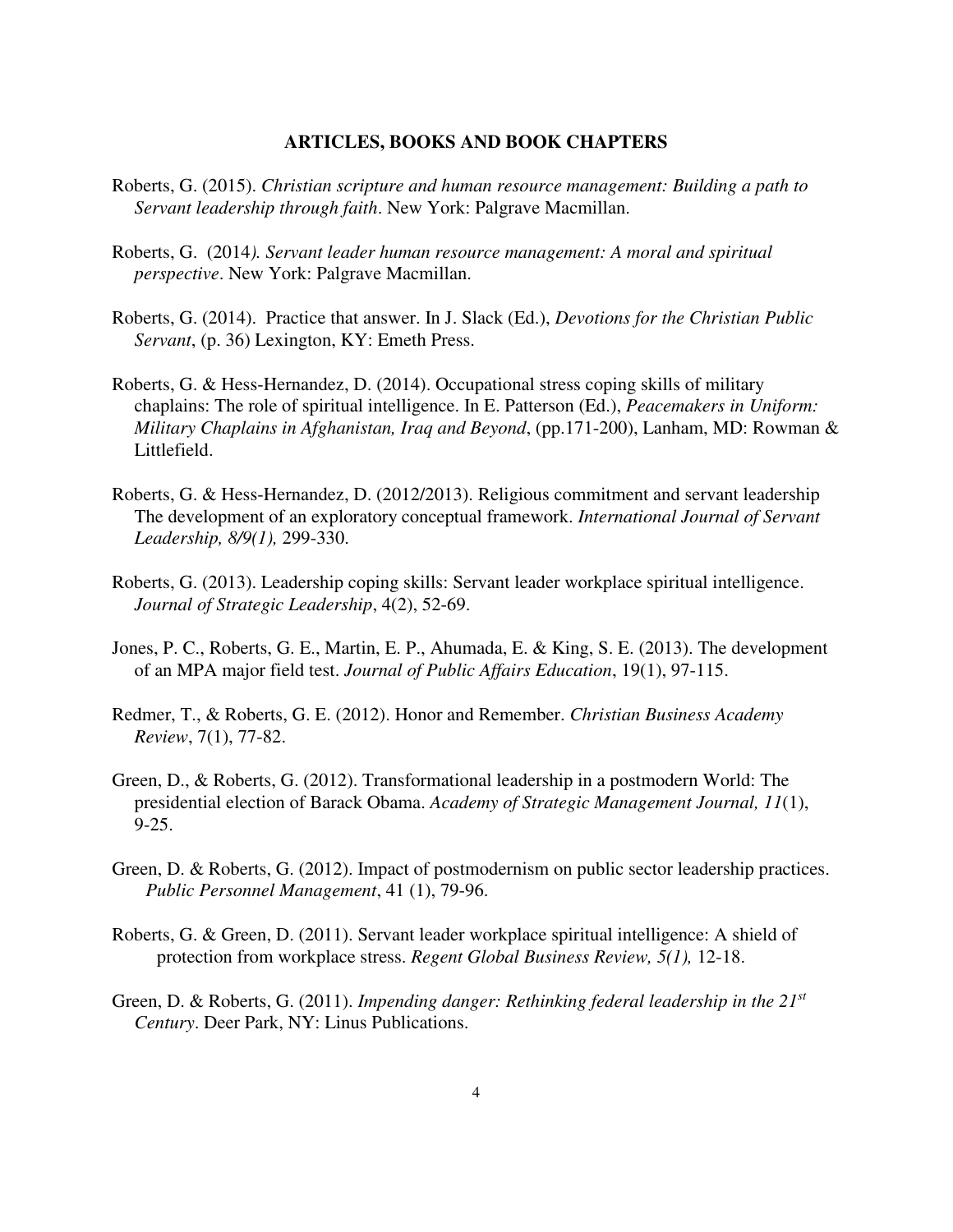## ARTICLES, BOOKS AND BOOK CHAPTERS

Roberts, G. (2015). *Christian scripture and human resource management: Building a path to Servant leadership through faith*. New York: Palgrave Macmillan.

Roberts, G. (2014*). Servant leader human resource management: A moral and spiritual perspective*. New York: Palgrave Macmillan.

Roberts, G. (2014). Practice that answer. In J. Slack (Ed.), *Devotions for the Christian Public Servant*, (p. 36) Lexington, KY: Emeth Press.

Roberts, G. & Hess-Hernandez, D. (2014). Occupational stress coping skills of military chaplains: The role of spiritual intelligence. In E. Patterson (Ed.), *Peacemakers in Uniform: Military Chaplains in Afghanistan, Iraq and Beyond*, (pp.171-200), Lanham, MD: Rowman & Littlefield.

Roberts, G. & Hess-Hernandez, D. (2012/2013). Religious commitment and servant leadership The development of an exploratory conceptual framework. *International Journal of Servant Leadership, 8/9(1),* 299-330.

Roberts, G. (2013). Leadership coping skills: Servant leader workplace spiritual intelligence. *Journal of Strategic Leadership*, 4(2), 52-69.

Jones, P. C., Roberts, G. E., Martin, E. P., Ahumada, E. & King, S. E. (2013). The development of an MPA major field test. *Journal of Public Affairs Education*, 19(1), 97-115.

Redmer, T., & Roberts, G. E. (2012). Honor and Remember. *Christian Business Academy Review*, 7(1), 77-82.

Green, D., & Roberts, G. (2012). Transformational leadership in a postmodern World: The presidential election of Barack Obama. *Academy of Strategic Management Journal, 11*(1), 9-25.

Green, D. & Roberts, G. (2012). Impact of postmodernism on public sector leadership practices. *Public Personnel Management*, 41 (1), 79-96.

Roberts, G. & Green, D. (2011). Servant leader workplace spiritual intelligence: A shield of protection from workplace stress. *Regent Global Business Review, 5(1),* 12-18.

Green, D. & Roberts, G. (2011). *Impending danger: Rethinking federal leadership in the 21st Century*. Deer Park, NY: Linus Publications.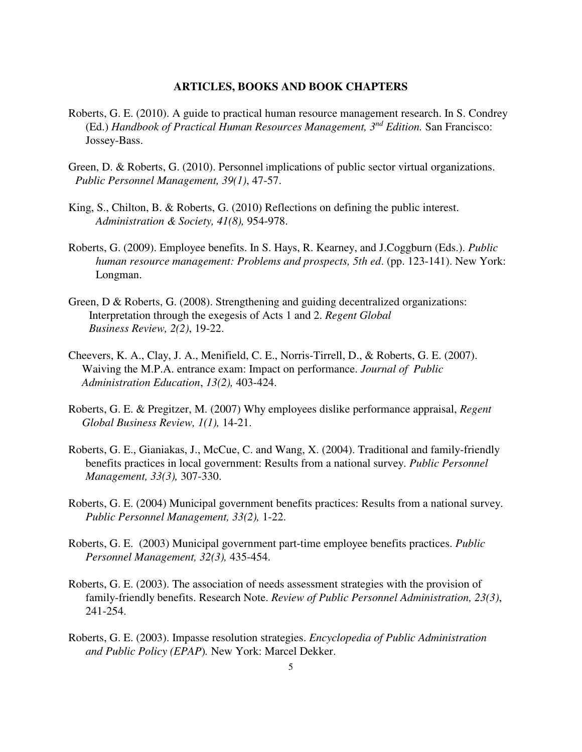## ARTICLES, BOOKS AND BOOK CHAPTERS

Roberts, G. E. (2010). A guide to practical human resource management research. In S. Condrey (Ed.) *Handbook of Practical Human Resources Management, 3rd Edition.* San Francisco: Jossey-Bass.

Green, D. & Roberts, G. (2010). Personnel implications of public sector virtual organizations. *Public Personnel Management, 39(1)*, 47-57.

King, S., Chilton, B. & Roberts, G. (2010) Reflections on defining the public interest. *Administration & Society, 41(8),* 954-978.

Roberts, G. (2009). Employee benefits. In S. Hays, R. Kearney, and J.Coggburn (Eds.). *Public human resource management: Problems and prospects, 5th ed*. (pp. 123-141). New York: Longman.

Green, D & Roberts, G. (2008). Strengthening and guiding decentralized organizations: Interpretation through the exegesis of Acts 1 and 2. *Regent Global Business Review, 2(2)*, 19-22.

Cheevers, K. A., Clay, J. A., Menifield, C. E., Norris-Tirrell, D., & Roberts, G. E. (2007). Waiving the M.P.A. entrance exam: Impact on performance. *Journal of Public Administration Education*, *13(2),* 403-424.

Roberts, G. E. & Pregitzer, M. (2007) Why employees dislike performance appraisal, *Regent Global Business Review, 1(1),* 14-21.

Roberts, G. E., Gianiakas, J., McCue, C. and Wang, X. (2004). Traditional and family-friendly benefits practices in local government: Results from a national survey. *Public Personnel Management, 33(3),* 307-330.

Roberts, G. E. (2004) Municipal government benefits practices: Results from a national survey. *Public Personnel Management, 33(2),* 1-22.

Roberts, G. E. (2003) Municipal government part-time employee benefits practices. *Public Personnel Management, 32(3),* 435-454.

Roberts, G. E. (2003). The association of needs assessment strategies with the provision of family-friendly benefits. Research Note. *Review of Public Personnel Administration, 23(3)*, 241-254.

Roberts, G. E. (2003). Impasse resolution strategies. *Encyclopedia of Public Administration and Public Policy (EPAP*)*.* New York: Marcel Dekker.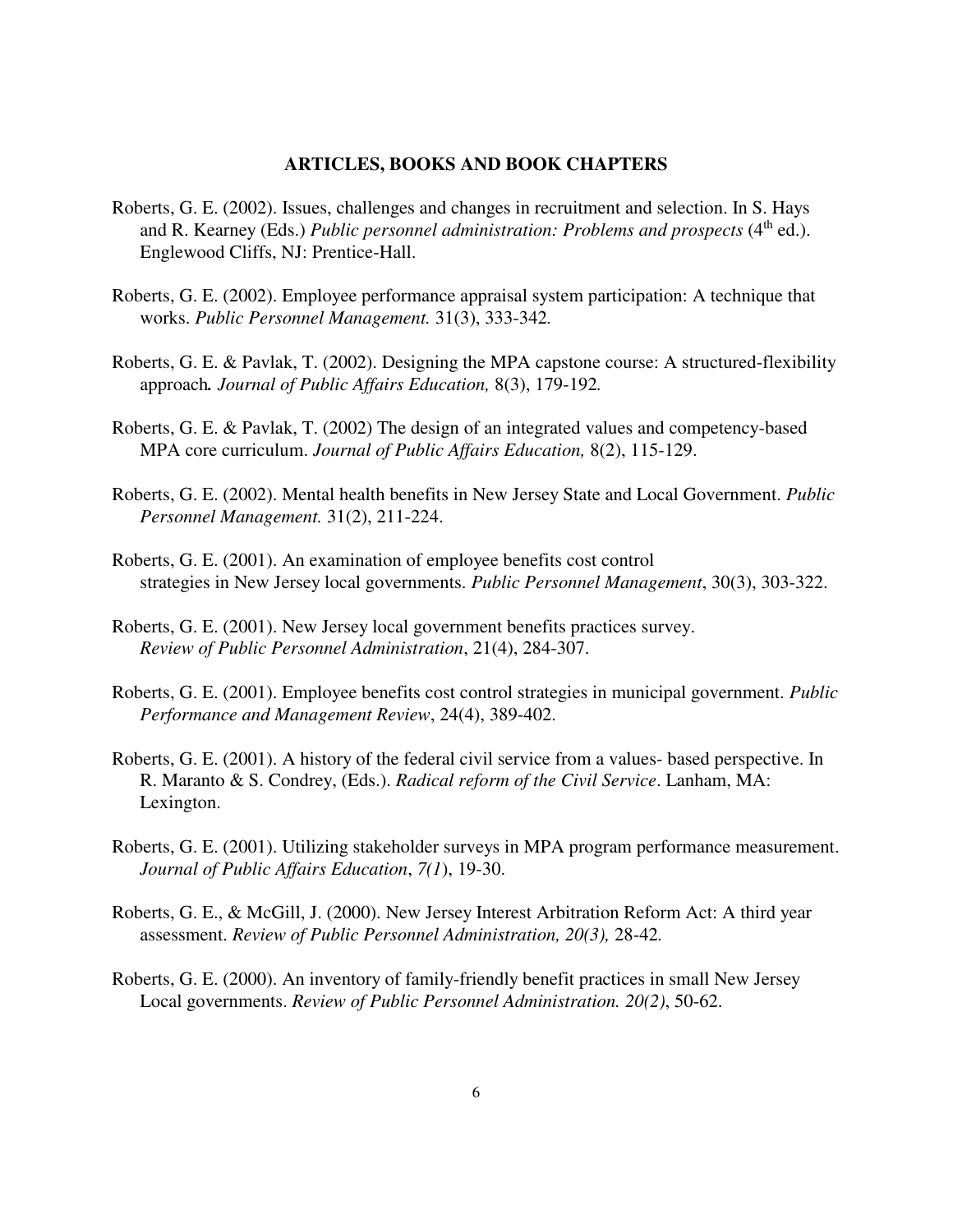## ARTICLES, BOOKS AND BOOK CHAPTERS

Roberts, G. E. (2002). Issues, challenges and changes in recruitment and selection. In S. Hays and R. Kearney (Eds.) *Public personnel administration: Problems and prospects* (4th ed.). Englewood Cliffs, NJ: Prentice-Hall.

Roberts, G. E. (2002). Employee performance appraisal system participation: A technique that works. *Public Personnel Management.* 31(3), 333-342*.*

Roberts, G. E. & Pavlak, T. (2002). Designing the MPA capstone course: A structured-flexibility approach*. Journal of Public Affairs Education,* 8(3), 179-192*.*

Roberts, G. E. & Pavlak, T. (2002) The design of an integrated values and competency-based MPA core curriculum. *Journal of Public Affairs Education,* 8(2), 115-129.

Roberts, G. E. (2002). Mental health benefits in New Jersey State and Local Government. *Public Personnel Management.* 31(2), 211-224.

Roberts, G. E. (2001). An examination of employee benefits cost control strategies in New Jersey local governments. *Public Personnel Management*, 30(3), 303-322.

Roberts, G. E. (2001). New Jersey local government benefits practices survey. *Review of Public Personnel Administration*, 21(4), 284-307.

Roberts, G. E. (2001). Employee benefits cost control strategies in municipal government. *Public Performance and Management Review*, 24(4), 389-402.

Roberts, G. E. (2001). A history of the federal civil service from a values- based perspective. In R. Maranto & S. Condrey, (Eds.). *Radical reform of the Civil Service*. Lanham, MA: Lexington.

Roberts, G. E. (2001). Utilizing stakeholder surveys in MPA program performance measurement. *Journal of Public Affairs Education*, *7(1*), 19-30.

Roberts, G. E., & McGill, J. (2000). New Jersey Interest Arbitration Reform Act: A third year assessment. *Review of Public Personnel Administration, 20(3),* 28-42*.*

Roberts, G. E. (2000). An inventory of family-friendly benefit practices in small New Jersey Local governments. *Review of Public Personnel Administration. 20(2)*, 50-62.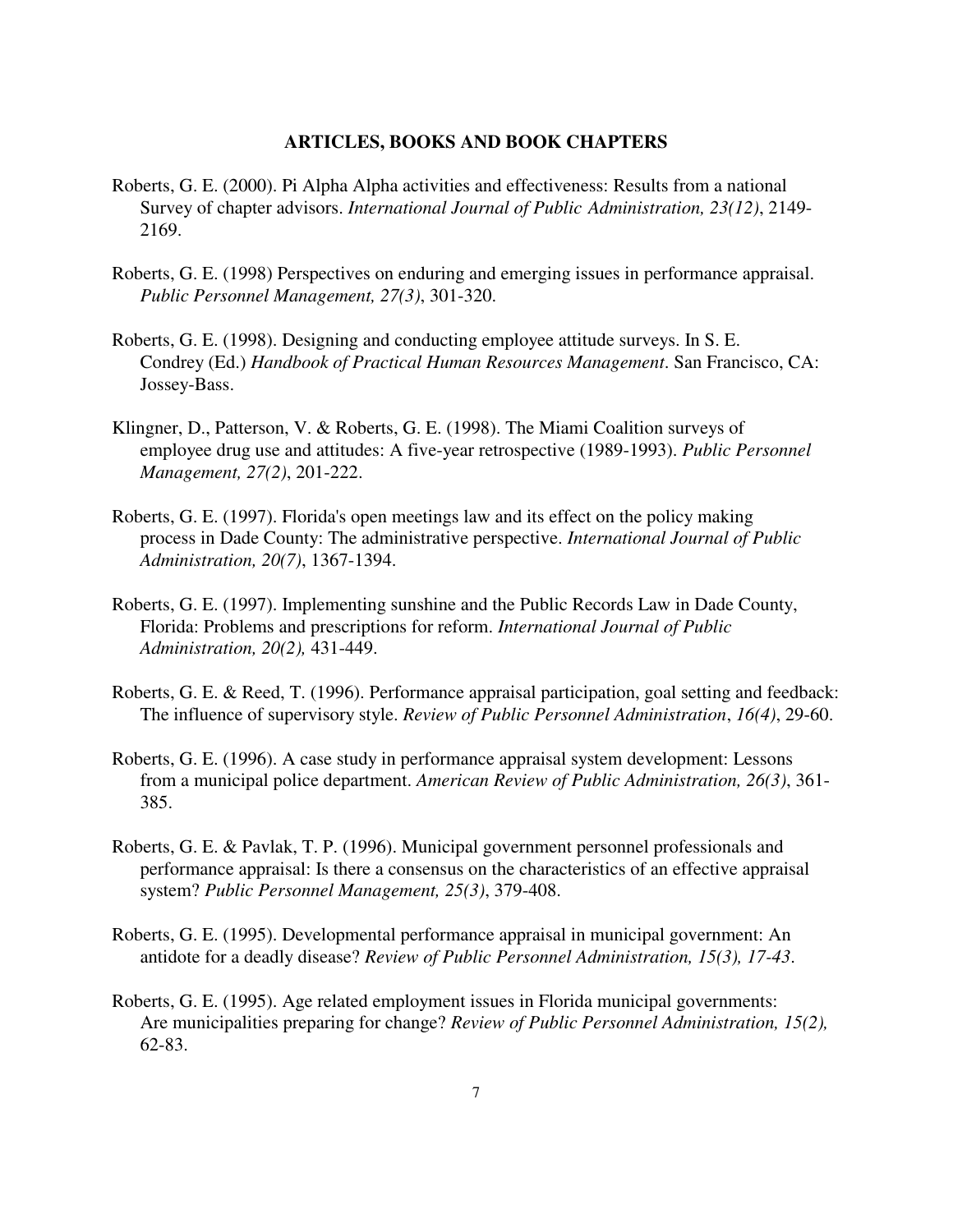## ARTICLES, BOOKS AND BOOK CHAPTERS

Roberts, G. E. (2000). Pi Alpha Alpha activities and effectiveness: Results from a national Survey of chapter advisors. *International Journal of Public Administration, 23(12)*, 2149-2169.

Roberts, G. E. (1998) Perspectives on enduring and emerging issues in performance appraisal. *Public Personnel Management, 27(3)*, 301-320.

Roberts, G. E. (1998). Designing and conducting employee attitude surveys. In S. E. Condrey (Ed.) *Handbook of Practical Human Resources Management*. San Francisco, CA: Jossey-Bass.

Klingner, D., Patterson, V. & Roberts, G. E. (1998). The Miami Coalition surveys of employee drug use and attitudes: A five-year retrospective (1989-1993). *Public Personnel Management, 27(2)*, 201-222.

Roberts, G. E. (1997). Florida's open meetings law and its effect on the policy making process in Dade County: The administrative perspective. *International Journal of Public Administration, 20(7)*, 1367-1394.

Roberts, G. E. (1997). Implementing sunshine and the Public Records Law in Dade County, Florida: Problems and prescriptions for reform. *International Journal of Public Administration, 20(2),* 431-449.

Roberts, G. E. & Reed, T. (1996). Performance appraisal participation, goal setting and feedback: The influence of supervisory style. *Review of Public Personnel Administration*, *16(4)*, 29-60.

Roberts, G. E. (1996). A case study in performance appraisal system development: Lessons from a municipal police department. *American Review of Public Administration, 26(3)*, 361-385.

Roberts, G. E. & Pavlak, T. P. (1996). Municipal government personnel professionals and performance appraisal: Is there a consensus on the characteristics of an effective appraisal system? *Public Personnel Management, 25(3)*, 379-408.

Roberts, G. E. (1995). Developmental performance appraisal in municipal government: An antidote for a deadly disease? *Review of Public Personnel Administration, 15(3), 17-43*.

Roberts, G. E. (1995). Age related employment issues in Florida municipal governments: Are municipalities preparing for change? *Review of Public Personnel Administration, 15(2),* 62-83.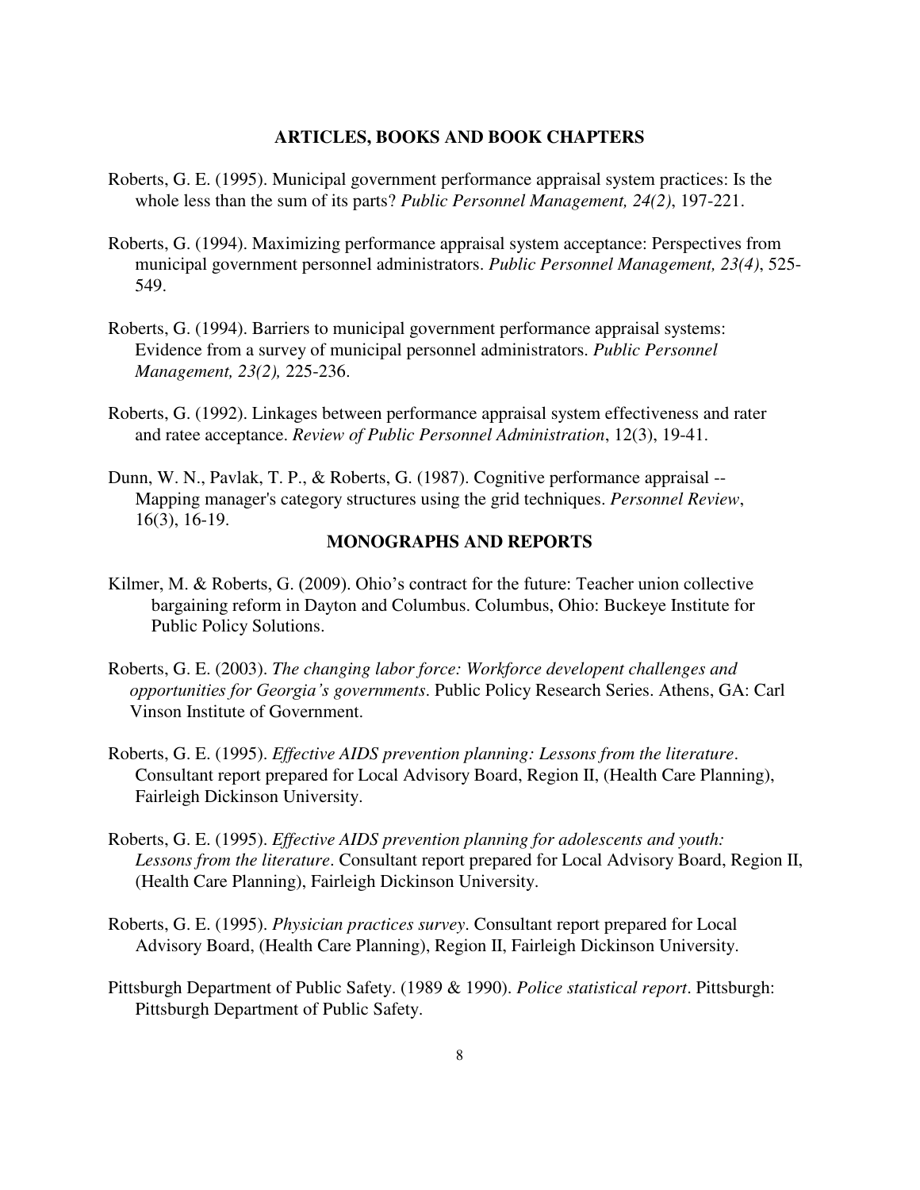## ARTICLES, BOOKS AND BOOK CHAPTERS

Roberts, G. E. (1995). Municipal government performance appraisal system practices: Is the whole less than the sum of its parts? *Public Personnel Management, 24(2)*, 197-221.

Roberts, G. (1994). Maximizing performance appraisal system acceptance: Perspectives from municipal government personnel administrators. *Public Personnel Management, 23(4)*, 525-549.

Roberts, G. (1994). Barriers to municipal government performance appraisal systems: Evidence from a survey of municipal personnel administrators. *Public Personnel Management, 23(2),* 225-236.

Roberts, G. (1992). Linkages between performance appraisal system effectiveness and rater and ratee acceptance. *Review of Public Personnel Administration*, 12(3), 19-41.

Dunn, W. N., Pavlak, T. P., & Roberts, G. (1987). Cognitive performance appraisal -- Mapping manager's category structures using the grid techniques. *Personnel Review*, 16(3), 16-19.

## MONOGRAPHS AND REPORTS

Kilmer, M. & Roberts, G. (2009). Ohio's contract for the future: Teacher union collective bargaining reform in Dayton and Columbus. Columbus, Ohio: Buckeye Institute for Public Policy Solutions.

Roberts, G. E. (2003). *The changing labor force: Workforce developent challenges and opportunities for Georgia's governments*. Public Policy Research Series. Athens, GA: Carl Vinson Institute of Government.

Roberts, G. E. (1995). *Effective AIDS prevention planning: Lessons from the literature*. Consultant report prepared for Local Advisory Board, Region II, (Health Care Planning), Fairleigh Dickinson University.

Roberts, G. E. (1995). *Effective AIDS prevention planning for adolescents and youth: Lessons from the literature*. Consultant report prepared for Local Advisory Board, Region II, (Health Care Planning), Fairleigh Dickinson University.

Roberts, G. E. (1995). *Physician practices survey*. Consultant report prepared for Local Advisory Board, (Health Care Planning), Region II, Fairleigh Dickinson University.

Pittsburgh Department of Public Safety. (1989 & 1990). *Police statistical report*. Pittsburgh: Pittsburgh Department of Public Safety.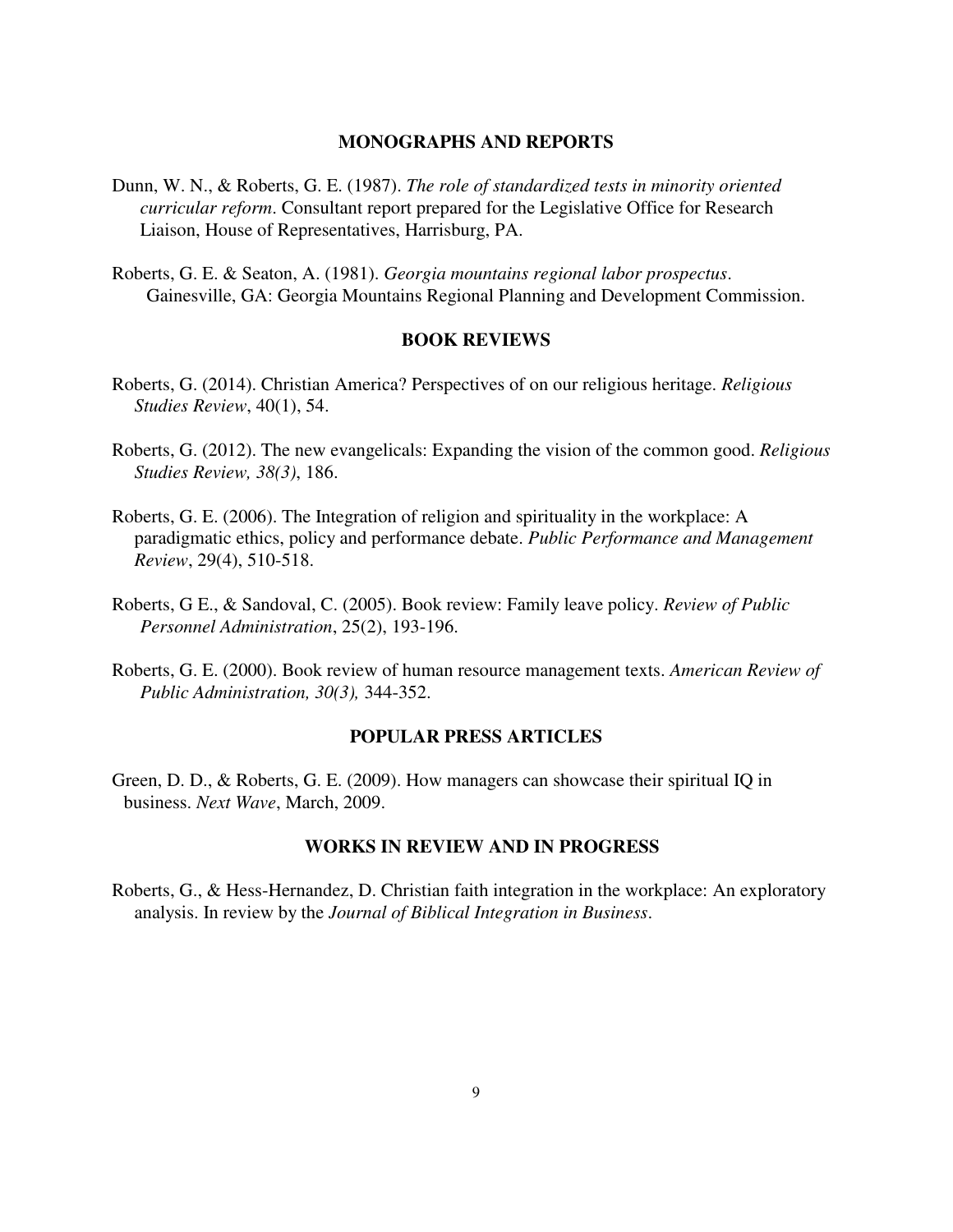## MONOGRAPHS AND REPORTS

Dunn, W. N., & Roberts, G. E. (1987). *The role of standardized tests in minority oriented curricular reform*. Consultant report prepared for the Legislative Office for Research Liaison, House of Representatives, Harrisburg, PA.

Roberts, G. E. & Seaton, A. (1981). *Georgia mountains regional labor prospectus*. Gainesville, GA: Georgia Mountains Regional Planning and Development Commission.

## BOOK REVIEWS

Roberts, G. (2014). Christian America? Perspectives of on our religious heritage. *Religious Studies Review*, 40(1), 54.

Roberts, G. (2012). The new evangelicals: Expanding the vision of the common good. *Religious Studies Review, 38(3)*, 186.

Roberts, G. E. (2006). The Integration of religion and spirituality in the workplace: A paradigmatic ethics, policy and performance debate. *Public Performance and Management Review*, 29(4), 510-518.

Roberts, G E., & Sandoval, C. (2005). Book review: Family leave policy. *Review of Public Personnel Administration*, 25(2), 193-196.

Roberts, G. E. (2000). Book review of human resource management texts. *American Review of Public Administration, 30(3),* 344-352.

## POPULAR PRESS ARTICLES

Green, D. D., & Roberts, G. E. (2009). How managers can showcase their spiritual IQ in business. *Next Wave*, March, 2009.

## WORKS IN REVIEW AND IN PROGRESS

Roberts, G., & Hess-Hernandez, D. Christian faith integration in the workplace: An exploratory analysis. In review by the *Journal of Biblical Integration in Business*.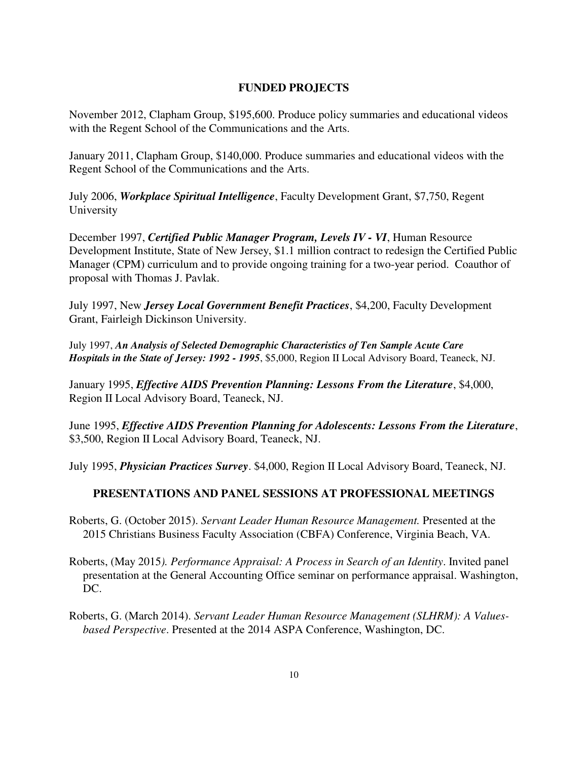## FUNDED PROJECTS

November 2012, Clapham Group, $195,600. Produce policy summaries and educational videos with the Regent School of the Communications and the Arts.

January 2011, Clapham Group, $140,000. Produce summaries and educational videos with the Regent School of the Communications and the Arts.

July 2006, ***Workplace Spiritual Intelligence***, Faculty Development Grant, $7,750, Regent University

December 1997, ***Certified Public Manager Program, Levels IV - VI***, Human Resource Development Institute, State of New Jersey, $1.1 million contract to redesign the Certified Public Manager (CPM) curriculum and to provide ongoing training for a two-year period. Coauthor of proposal with Thomas J. Pavlak.

July 1997, New ***Jersey Local Government Benefit Practices***, $4,200, Faculty Development Grant, Fairleigh Dickinson University.

July 1997, ***An Analysis of Selected Demographic Characteristics of Ten Sample Acute Care Hospitals in the State of Jersey: 1992 - 1995***, $5,000, Region II Local Advisory Board, Teaneck, NJ.

January 1995, ***Effective AIDS Prevention Planning: Lessons From the Literature***, $4,000, Region II Local Advisory Board, Teaneck, NJ.

June 1995, ***Effective AIDS Prevention Planning for Adolescents: Lessons From the Literature***, $3,500, Region II Local Advisory Board, Teaneck, NJ.

July 1995, ***Physician Practices Survey***. $4,000, Region II Local Advisory Board, Teaneck, NJ.

## PRESENTATIONS AND PANEL SESSIONS AT PROFESSIONAL MEETINGS

Roberts, G. (October 2015). *Servant Leader Human Resource Management.* Presented at the 2015 Christians Business Faculty Association (CBFA) Conference, Virginia Beach, VA.

Roberts, (May 2015*). Performance Appraisal: A Process in Search of an Identity*. Invited panel presentation at the General Accounting Office seminar on performance appraisal. Washington, DC.

Roberts, G. (March 2014). *Servant Leader Human Resource Management (SLHRM): A Values-based Perspective*. Presented at the 2014 ASPA Conference, Washington, DC.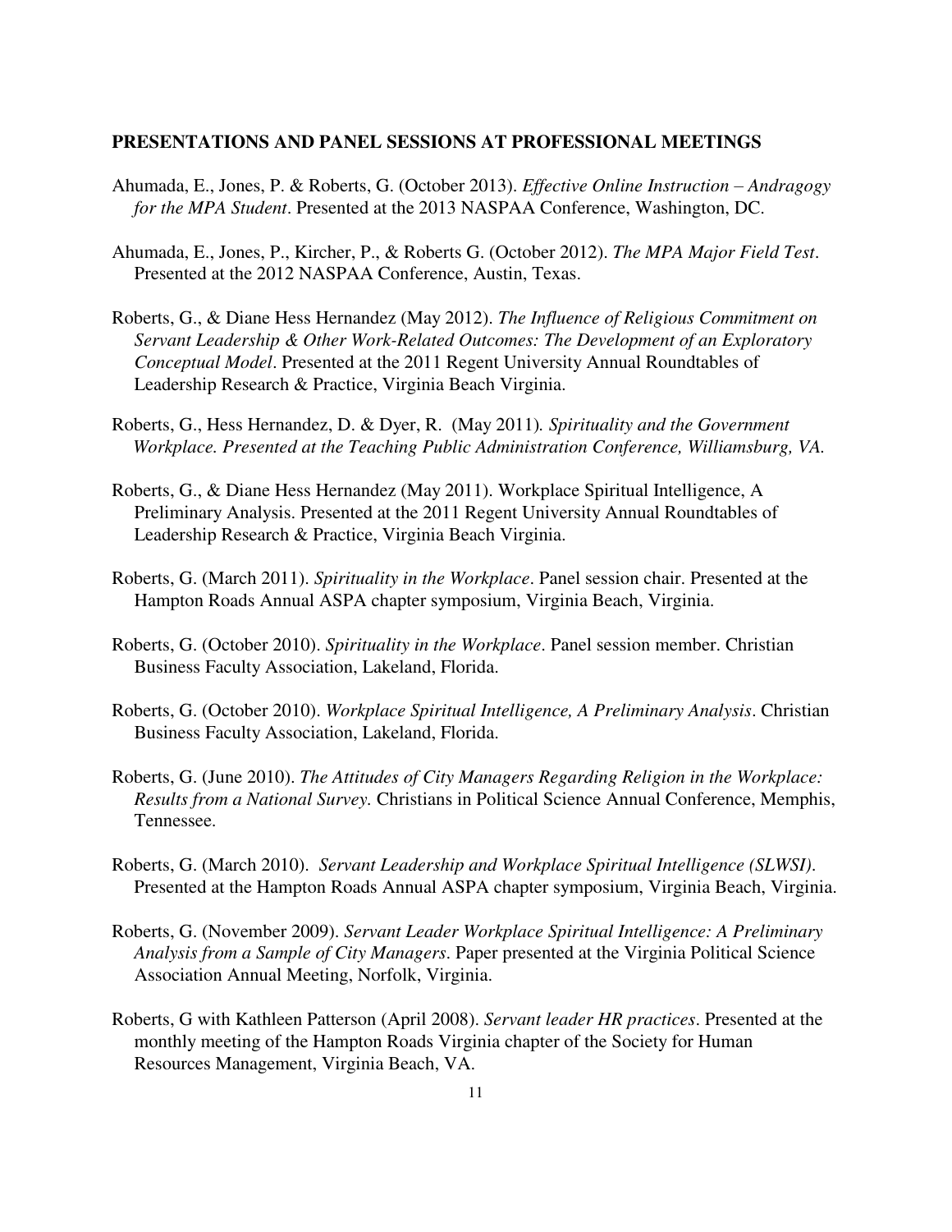**PRESENTATIONS AND PANEL SESSIONS AT PROFESSIONAL MEETINGS**

Ahumada, E., Jones, P. & Roberts, G. (October 2013). *Effective Online Instruction – Andragogy for the MPA Student*. Presented at the 2013 NASPAA Conference, Washington, DC.

Ahumada, E., Jones, P., Kircher, P., & Roberts G. (October 2012). *The MPA Major Field Test*. Presented at the 2012 NASPAA Conference, Austin, Texas.

Roberts, G., & Diane Hess Hernandez (May 2012). *The Influence of Religious Commitment on Servant Leadership & Other Work-Related Outcomes: The Development of an Exploratory Conceptual Model*. Presented at the 2011 Regent University Annual Roundtables of Leadership Research & Practice, Virginia Beach Virginia.

Roberts, G., Hess Hernandez, D. & Dyer, R. (May 2011). *Spirituality and the Government Workplace. Presented at the Teaching Public Administration Conference, Williamsburg, VA.*

Roberts, G., & Diane Hess Hernandez (May 2011). Workplace Spiritual Intelligence, A Preliminary Analysis. Presented at the 2011 Regent University Annual Roundtables of Leadership Research & Practice, Virginia Beach Virginia.

Roberts, G. (March 2011). *Spirituality in the Workplace*. Panel session chair. Presented at the Hampton Roads Annual ASPA chapter symposium, Virginia Beach, Virginia.

Roberts, G. (October 2010). *Spirituality in the Workplace*. Panel session member. Christian Business Faculty Association, Lakeland, Florida.

Roberts, G. (October 2010). *Workplace Spiritual Intelligence, A Preliminary Analysis*. Christian Business Faculty Association, Lakeland, Florida.

Roberts, G. (June 2010). *The Attitudes of City Managers Regarding Religion in the Workplace: Results from a National Survey.* Christians in Political Science Annual Conference, Memphis, Tennessee.

Roberts, G. (March 2010). *Servant Leadership and Workplace Spiritual Intelligence (SLWSI)*. Presented at the Hampton Roads Annual ASPA chapter symposium, Virginia Beach, Virginia.

Roberts, G. (November 2009). *Servant Leader Workplace Spiritual Intelligence: A Preliminary Analysis from a Sample of City Managers*. Paper presented at the Virginia Political Science Association Annual Meeting, Norfolk, Virginia.

Roberts, G with Kathleen Patterson (April 2008). *Servant leader HR practices*. Presented at the monthly meeting of the Hampton Roads Virginia chapter of the Society for Human Resources Management, Virginia Beach, VA.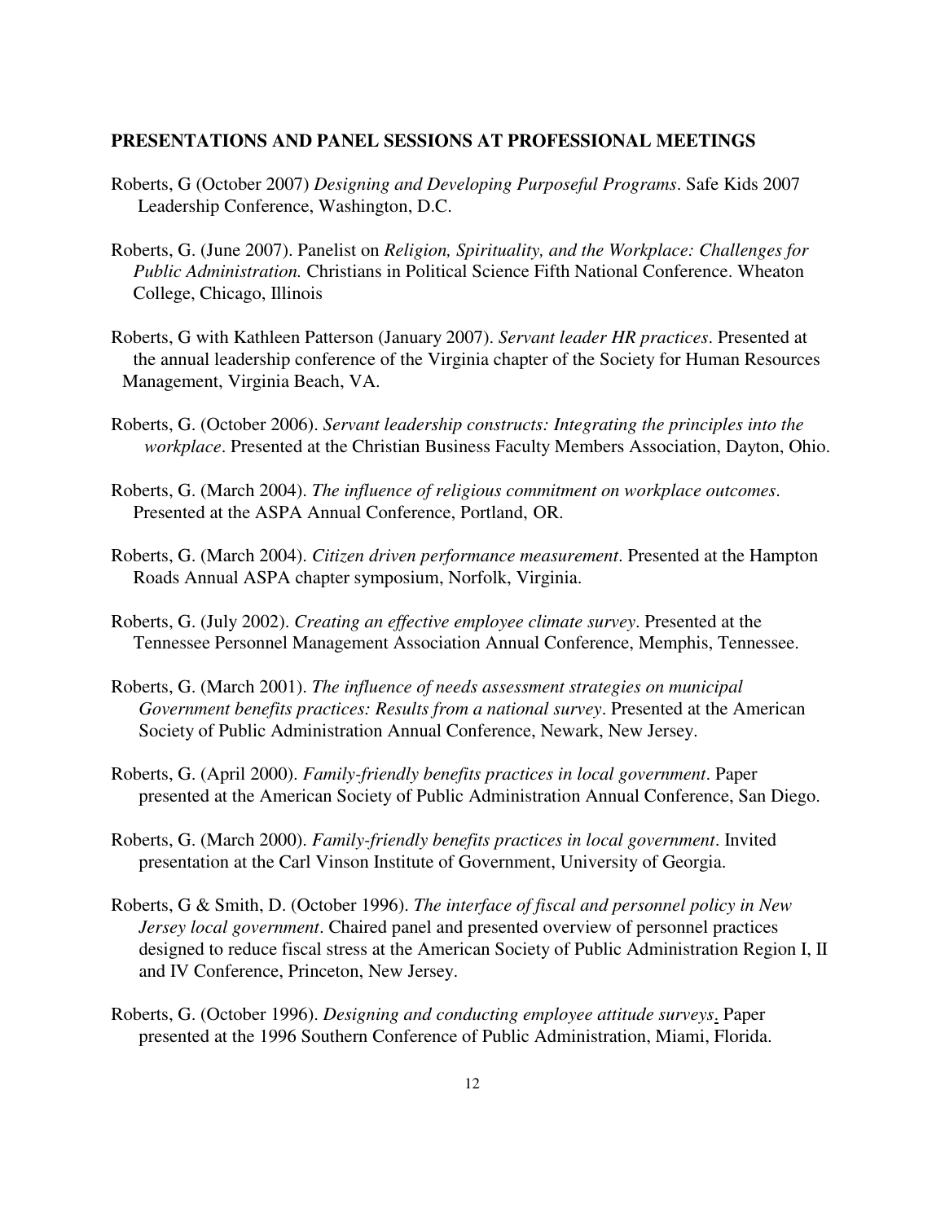## PRESENTATIONS AND PANEL SESSIONS AT PROFESSIONAL MEETINGS

Roberts, G (October 2007) *Designing and Developing Purposeful Programs*. Safe Kids 2007 Leadership Conference, Washington, D.C.

Roberts, G. (June 2007). Panelist on *Religion, Spirituality, and the Workplace: Challenges for Public Administration.* Christians in Political Science Fifth National Conference. Wheaton College, Chicago, Illinois

Roberts, G with Kathleen Patterson (January 2007). *Servant leader HR practices*. Presented at the annual leadership conference of the Virginia chapter of the Society for Human Resources Management, Virginia Beach, VA.

Roberts, G. (October 2006). *Servant leadership constructs: Integrating the principles into the workplace*. Presented at the Christian Business Faculty Members Association, Dayton, Ohio.

Roberts, G. (March 2004). *The influence of religious commitment on workplace outcomes*. Presented at the ASPA Annual Conference, Portland, OR.

Roberts, G. (March 2004). *Citizen driven performance measurement*. Presented at the Hampton Roads Annual ASPA chapter symposium, Norfolk, Virginia.

Roberts, G. (July 2002). *Creating an effective employee climate survey*. Presented at the Tennessee Personnel Management Association Annual Conference, Memphis, Tennessee.

Roberts, G. (March 2001). *The influence of needs assessment strategies on municipal Government benefits practices: Results from a national survey*. Presented at the American Society of Public Administration Annual Conference, Newark, New Jersey.

Roberts, G. (April 2000). *Family-friendly benefits practices in local government*. Paper presented at the American Society of Public Administration Annual Conference, San Diego.

Roberts, G. (March 2000). *Family-friendly benefits practices in local government*. Invited presentation at the Carl Vinson Institute of Government, University of Georgia.

Roberts, G & Smith, D. (October 1996). *The interface of fiscal and personnel policy in New Jersey local government*. Chaired panel and presented overview of personnel practices designed to reduce fiscal stress at the American Society of Public Administration Region I, II and IV Conference, Princeton, New Jersey.

Roberts, G. (October 1996). *Designing and conducting employee attitude surveys*. Paper presented at the 1996 Southern Conference of Public Administration, Miami, Florida.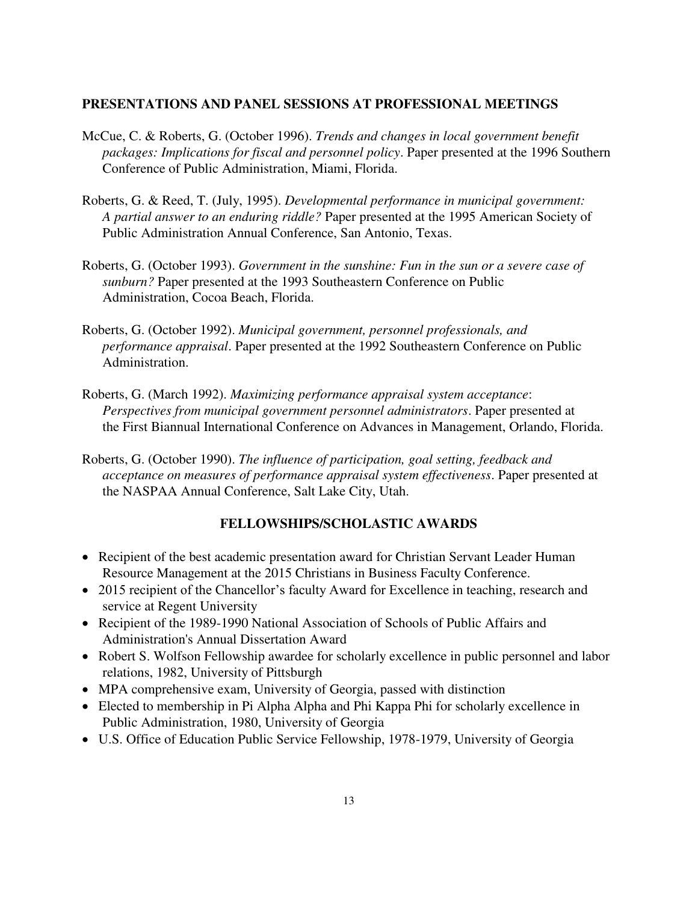## PRESENTATIONS AND PANEL SESSIONS AT PROFESSIONAL MEETINGS

McCue, C. & Roberts, G. (October 1996). *Trends and changes in local government benefit packages: Implications for fiscal and personnel policy*. Paper presented at the 1996 Southern Conference of Public Administration, Miami, Florida.

Roberts, G. & Reed, T. (July, 1995). *Developmental performance in municipal government: A partial answer to an enduring riddle?* Paper presented at the 1995 American Society of Public Administration Annual Conference, San Antonio, Texas.

Roberts, G. (October 1993). *Government in the sunshine: Fun in the sun or a severe case of sunburn?* Paper presented at the 1993 Southeastern Conference on Public Administration, Cocoa Beach, Florida.

Roberts, G. (October 1992). *Municipal government, personnel professionals, and performance appraisal*. Paper presented at the 1992 Southeastern Conference on Public Administration.

Roberts, G. (March 1992). *Maximizing performance appraisal system acceptance*: *Perspectives from municipal government personnel administrators*. Paper presented at the First Biannual International Conference on Advances in Management, Orlando, Florida.

Roberts, G. (October 1990). *The influence of participation, goal setting, feedback and acceptance on measures of performance appraisal system effectiveness*. Paper presented at the NASPAA Annual Conference, Salt Lake City, Utah.

## FELLOWSHIPS/SCHOLASTIC AWARDS

- Recipient of the best academic presentation award for Christian Servant Leader Human Resource Management at the 2015 Christians in Business Faculty Conference.
- 2015 recipient of the Chancellor's faculty Award for Excellence in teaching, research and service at Regent University
- Recipient of the 1989-1990 National Association of Schools of Public Affairs and Administration's Annual Dissertation Award
- Robert S. Wolfson Fellowship awardee for scholarly excellence in public personnel and labor relations, 1982, University of Pittsburgh
- MPA comprehensive exam, University of Georgia, passed with distinction
- Elected to membership in Pi Alpha Alpha and Phi Kappa Phi for scholarly excellence in Public Administration, 1980, University of Georgia
- U.S. Office of Education Public Service Fellowship, 1978-1979, University of Georgia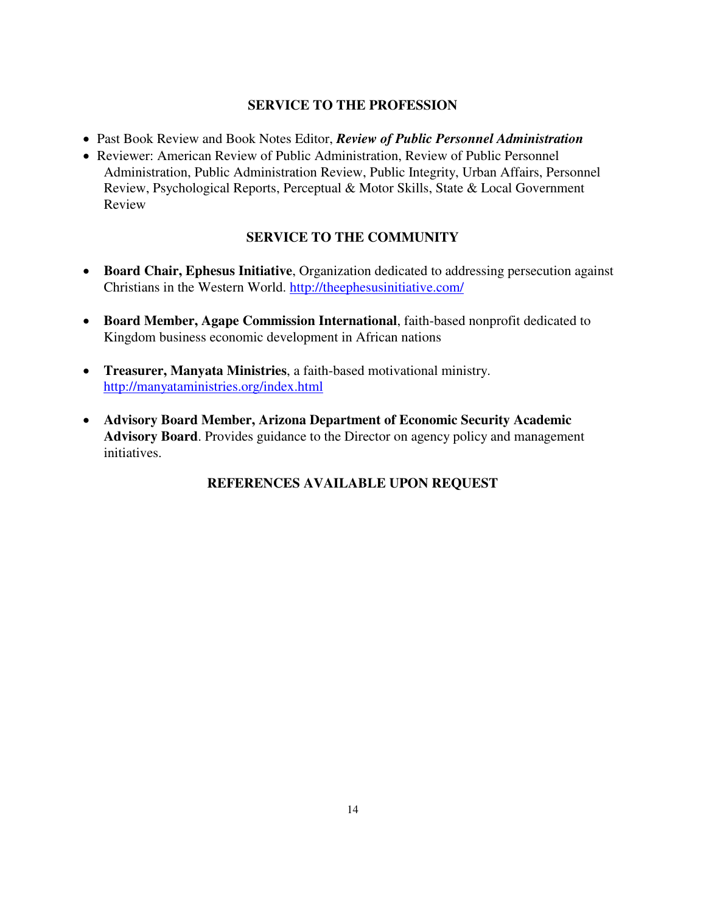## SERVICE TO THE PROFESSION

- Past Book Review and Book Notes Editor, ***Review of Public Personnel Administration***
- Reviewer: American Review of Public Administration, Review of Public Personnel Administration, Public Administration Review, Public Integrity, Urban Affairs, Personnel Review, Psychological Reports, Perceptual & Motor Skills, State & Local Government Review

## SERVICE TO THE COMMUNITY

- **Board Chair, Ephesus Initiative**, Organization dedicated to addressing persecution against Christians in the Western World. http://theephesusinitiative.com/

- **Board Member, Agape Commission International**, faith-based nonprofit dedicated to Kingdom business economic development in African nations

- **Treasurer, Manyata Ministries**, a faith-based motivational ministry. http://manyataministries.org/index.html

- **Advisory Board Member, Arizona Department of Economic Security Academic Advisory Board**. Provides guidance to the Director on agency policy and management initiatives.

## REFERENCES AVAILABLE UPON REQUEST